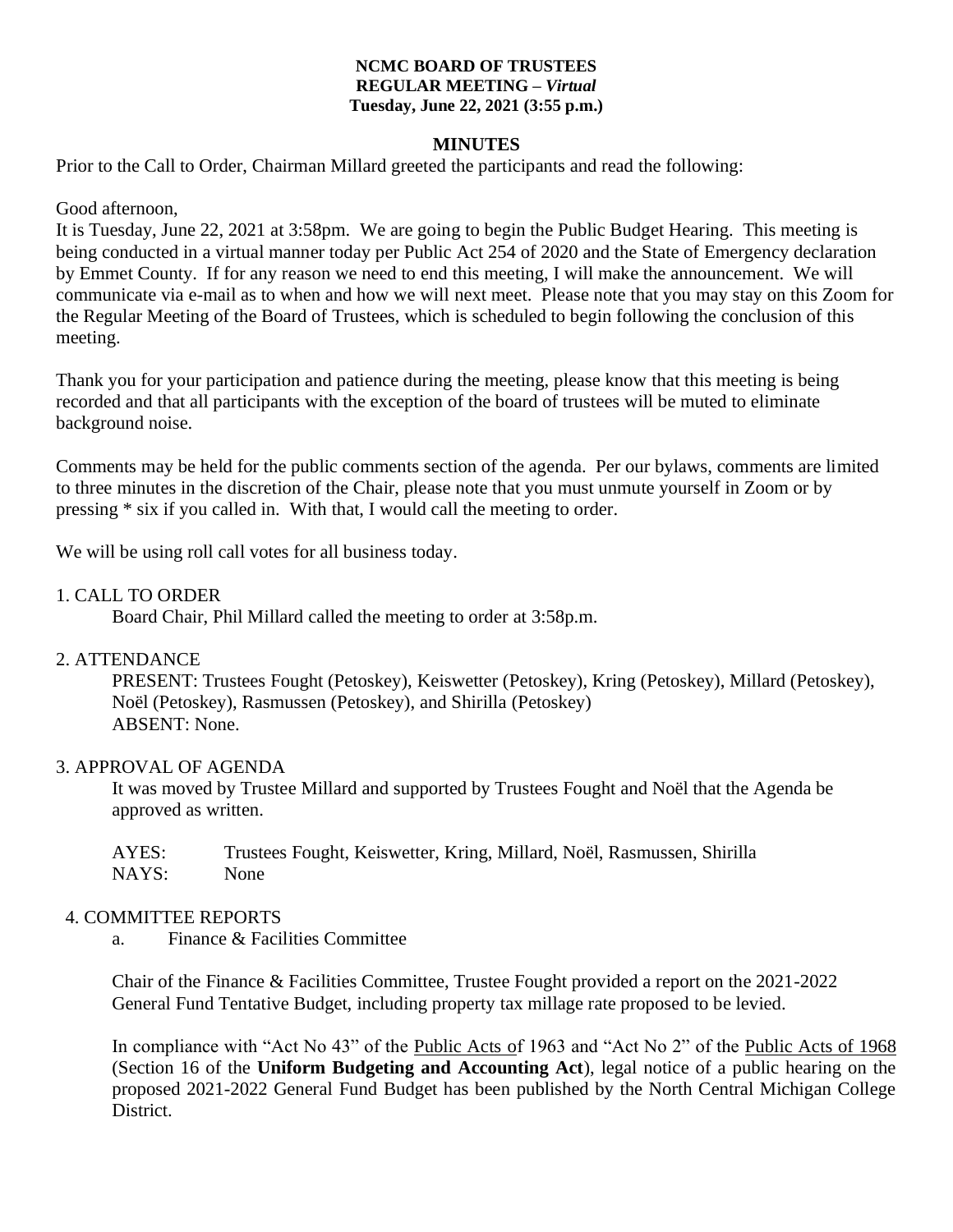**NCMC BOARD OF TRUSTEES**
**REGULAR MEETING –** ***Virtual***
**Tuesday, June 22, 2021 (3:55 p.m.)**

## MINUTES

Prior to the Call to Order, Chairman Millard greeted the participants and read the following:

Good afternoon,

It is Tuesday, June 22, 2021 at 3:58pm. We are going to begin the Public Budget Hearing. This meeting is being conducted in a virtual manner today per Public Act 254 of 2020 and the State of Emergency declaration by Emmet County. If for any reason we need to end this meeting, I will make the announcement. We will communicate via e-mail as to when and how we will next meet. Please note that you may stay on this Zoom for the Regular Meeting of the Board of Trustees, which is scheduled to begin following the conclusion of this meeting.

Thank you for your participation and patience during the meeting, please know that this meeting is being recorded and that all participants with the exception of the board of trustees will be muted to eliminate background noise.

Comments may be held for the public comments section of the agenda. Per our bylaws, comments are limited to three minutes in the discretion of the Chair, please note that you must unmute yourself in Zoom or by pressing * six if you called in. With that, I would call the meeting to order.

We will be using roll call votes for all business today.

1. CALL TO ORDER

Board Chair, Phil Millard called the meeting to order at 3:58p.m.

2. ATTENDANCE

PRESENT: Trustees Fought (Petoskey), Keiswetter (Petoskey), Kring (Petoskey), Millard (Petoskey), Noël (Petoskey), Rasmussen (Petoskey), and Shirilla (Petoskey)
ABSENT: None.

3. APPROVAL OF AGENDA

It was moved by Trustee Millard and supported by Trustees Fought and Noël that the Agenda be approved as written.

AYES: Trustees Fought, Keiswetter, Kring, Millard, Noël, Rasmussen, Shirilla
NAYS: None

4. COMMITTEE REPORTS

a. Finance & Facilities Committee

Chair of the Finance & Facilities Committee, Trustee Fought provided a report on the 2021-2022 General Fund Tentative Budget, including property tax millage rate proposed to be levied.

In compliance with "Act No 43" of the Public Acts of 1963 and "Act No 2" of the Public Acts of 1968 (Section 16 of the **Uniform Budgeting and Accounting Act**), legal notice of a public hearing on the proposed 2021-2022 General Fund Budget has been published by the North Central Michigan College District.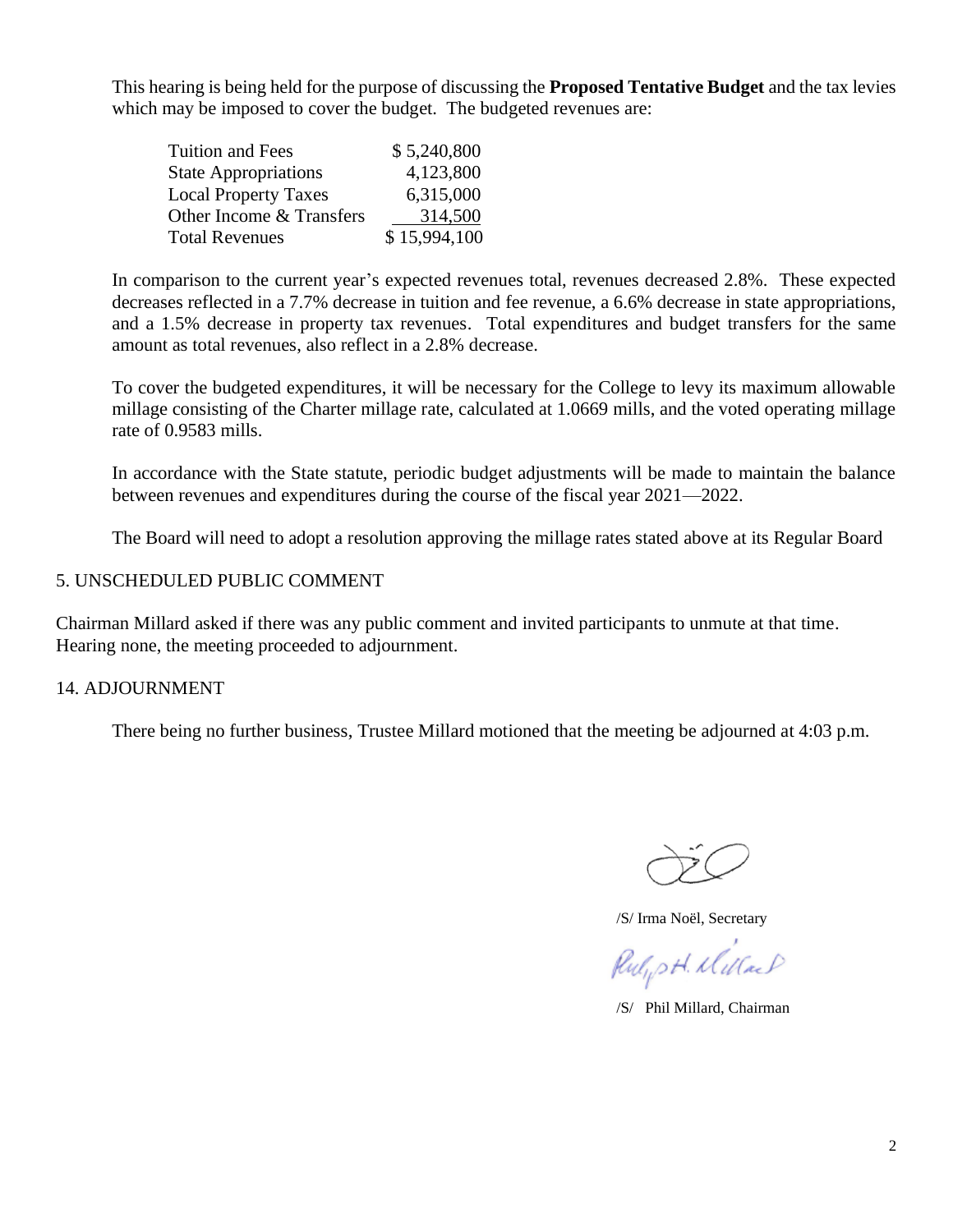This hearing is being held for the purpose of discussing the **Proposed Tentative Budget** and the tax levies which may be imposed to cover the budget. The budgeted revenues are:

| | |
|---|---|
| Tuition and Fees | $ 5,240,800 |
| State Appropriations | 4,123,800 |
| Local Property Taxes | 6,315,000 |
| Other Income & Transfers | 314,500 |
| Total Revenues | $ 15,994,100 |

In comparison to the current year's expected revenues total, revenues decreased 2.8%. These expected decreases reflected in a 7.7% decrease in tuition and fee revenue, a 6.6% decrease in state appropriations, and a 1.5% decrease in property tax revenues. Total expenditures and budget transfers for the same amount as total revenues, also reflect in a 2.8% decrease.

To cover the budgeted expenditures, it will be necessary for the College to levy its maximum allowable millage consisting of the Charter millage rate, calculated at 1.0669 mills, and the voted operating millage rate of 0.9583 mills.

In accordance with the State statute, periodic budget adjustments will be made to maintain the balance between revenues and expenditures during the course of the fiscal year 2021—2022.

The Board will need to adopt a resolution approving the millage rates stated above at its Regular Board

5. UNSCHEDULED PUBLIC COMMENT

Chairman Millard asked if there was any public comment and invited participants to unmute at that time. Hearing none, the meeting proceeded to adjournment.

14. ADJOURNMENT

There being no further business, Trustee Millard motioned that the meeting be adjourned at 4:03 p.m.

/S/ Irma Noël, Secretary

/S/ Phil Millard, Chairman